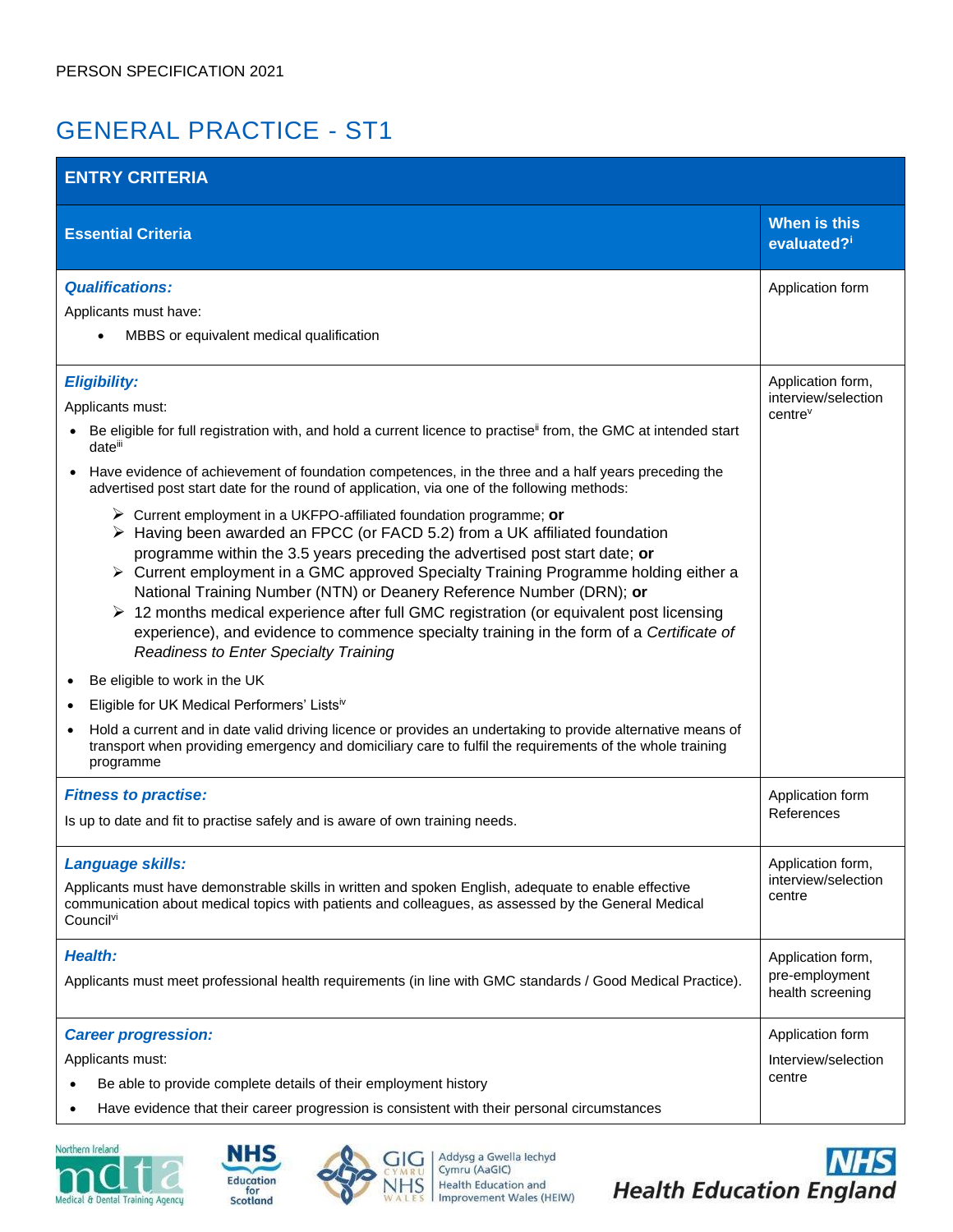PERSON SPECIFICATION 2021

# GENERAL PRACTICE - ST1

| ENTRY CRITERIA | |
|---|---|
| **Essential Criteria** | **When is this evaluated?**[i] |
| ***Qualifications:***<br>Applicants must have:<br>• MBBS or equivalent medical qualification | Application form |
| ***Eligibility:***<br>Applicants must:<br>• Be eligible for full registration with, and hold a current licence to practise[ii] from, the GMC at intended start date[iii]<br>• Have evidence of achievement of foundation competences, in the three and a half years preceding the advertised post start date for the round of application, via one of the following methods:<br>➢ Current employment in a UKFPO-affiliated foundation programme; **or**<br>➢ Having been awarded an FPCC (or FACD 5.2) from a UK affiliated foundation programme within the 3.5 years preceding the advertised post start date; **or**<br>➢ Current employment in a GMC approved Specialty Training Programme holding either a National Training Number (NTN) or Deanery Reference Number (DRN); **or**<br>➢ 12 months medical experience after full GMC registration (or equivalent post licensing experience), and evidence to commence specialty training in the form of a *Certificate of Readiness to Enter Specialty Training*<br>• Be eligible to work in the UK<br>• Eligible for UK Medical Performers' Lists[iv]<br>• Hold a current and in date valid driving licence or provides an undertaking to provide alternative means of transport when providing emergency and domiciliary care to fulfil the requirements of the whole training programme | Application form, interview/selection centre[v] |
| ***Fitness to practise:***<br>Is up to date and fit to practise safely and is aware of own training needs. | Application form<br>References |
| ***Language skills:***<br>Applicants must have demonstrable skills in written and spoken English, adequate to enable effective communication about medical topics with patients and colleagues, as assessed by the General Medical Council[vi] | Application form, interview/selection centre |
| ***Health:***<br>Applicants must meet professional health requirements (in line with GMC standards / Good Medical Practice). | Application form, pre-employment health screening |
| ***Career progression:***<br>Applicants must:<br>• Be able to provide complete details of their employment history<br>• Have evidence that their career progression is consistent with their personal circumstances | Application form<br>Interview/selection centre |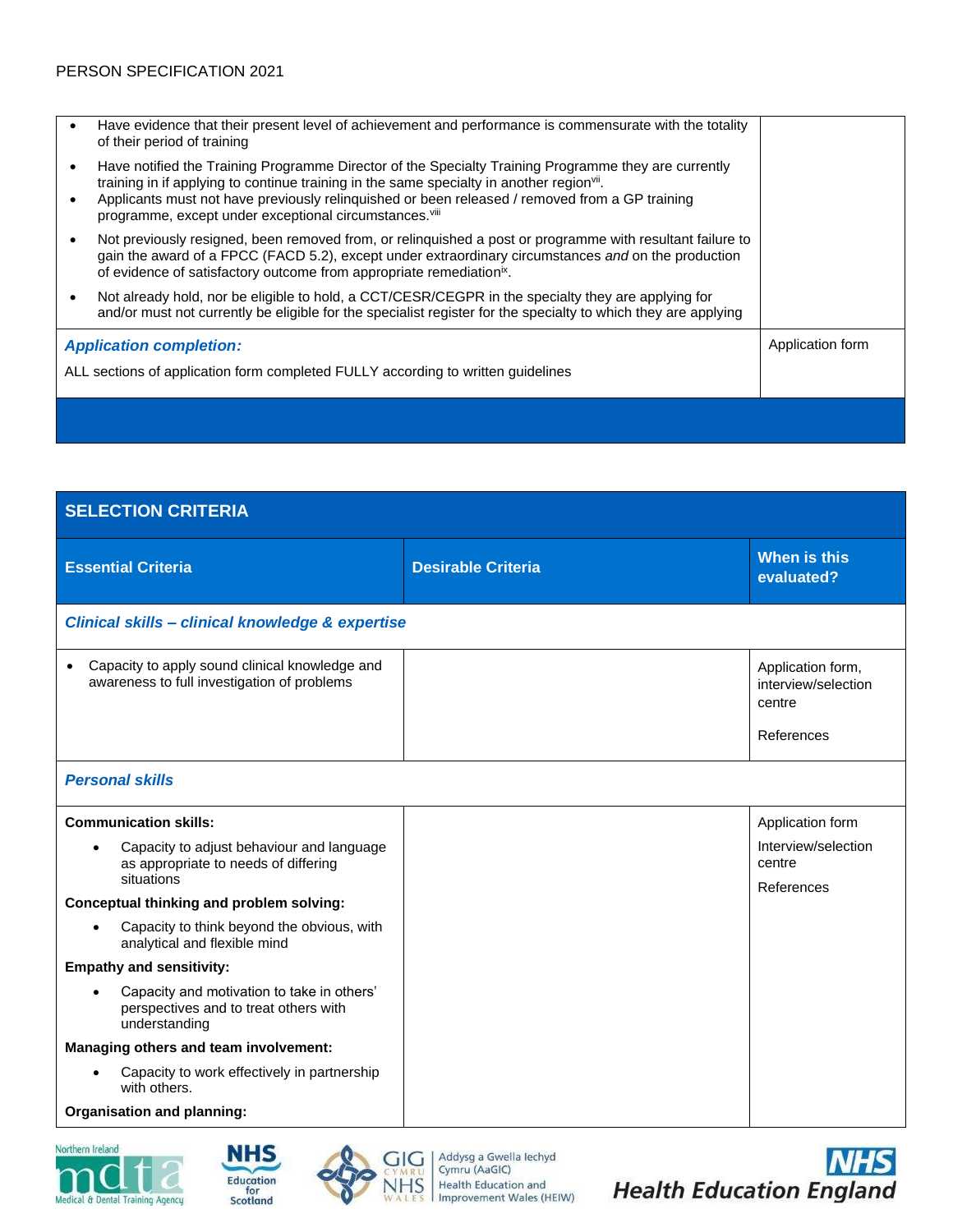| | |
|---|---|
| • Have evidence that their present level of achievement and performance is commensurate with the totality of their period of training<br>• Have notified the Training Programme Director of the Specialty Training Programme they are currently training in if applying to continue training in the same specialty in another region[vii].<br>• Applicants must not have previously relinquished or been released / removed from a GP training programme, except under exceptional circumstances.[viii]<br>• Not previously resigned, been removed from, or relinquished a post or programme with resultant failure to gain the award of a FPCC (FACD 5.2), except under extraordinary circumstances *and* on the production of evidence of satisfactory outcome from appropriate remediation[ix].<br>• Not already hold, nor be eligible to hold, a CCT/CESR/CEGPR in the specialty they are applying for and/or must not currently be eligible for the specialist register for the specialty to which they are applying | |
| ***Application completion:***<br><br>ALL sections of application form completed FULLY according to written guidelines | Application form |

## SELECTION CRITERIA

| Essential Criteria | Desirable Criteria | When is this evaluated? |
|---|---|---|
| ***Clinical skills – clinical knowledge & expertise*** | | |
| • Capacity to apply sound clinical knowledge and awareness to full investigation of problems | | Application form, interview/selection centre<br><br>References |
| ***Personal skills*** | | |
| **Communication skills:**<br>• Capacity to adjust behaviour and language as appropriate to needs of differing situations<br>**Conceptual thinking and problem solving:**<br>• Capacity to think beyond the obvious, with analytical and flexible mind<br>**Empathy and sensitivity:**<br>• Capacity and motivation to take in others' perspectives and to treat others with understanding<br>**Managing others and team involvement:**<br>• Capacity to work effectively in partnership with others.<br>**Organisation and planning:** | | Application form<br>Interview/selection centre<br>References |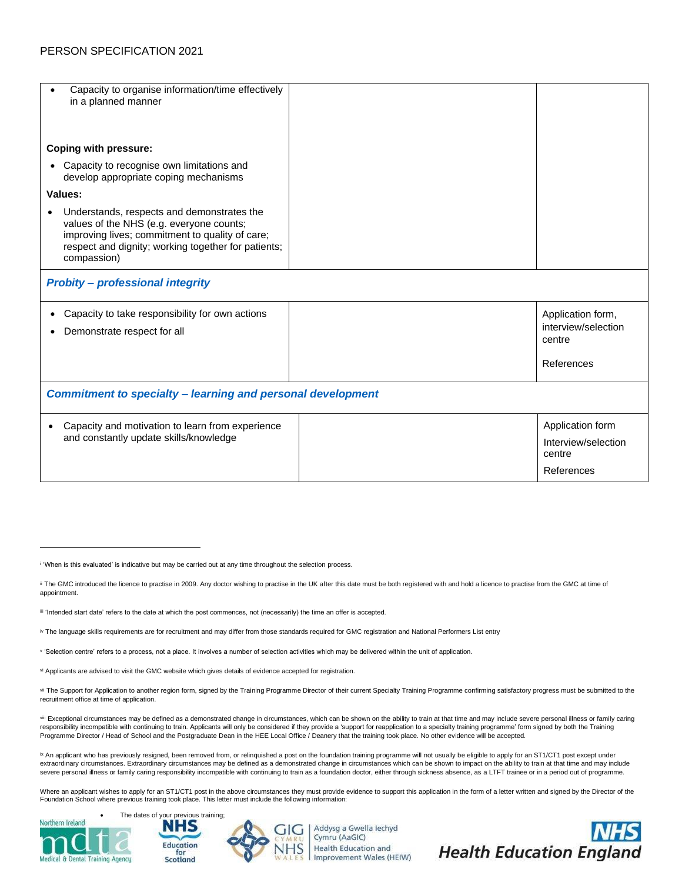| | | |
|---|---|---|
| • Capacity to organise information/time effectively in a planned manner<br><br>**Coping with pressure:**<br>• Capacity to recognise own limitations and develop appropriate coping mechanisms<br>**Values:**<br>• Understands, respects and demonstrates the values of the NHS (e.g. everyone counts; improving lives; commitment to quality of care; respect and dignity; working together for patients; compassion) | | |
| ***Probity – professional integrity*** | | |
| • Capacity to take responsibility for own actions<br>• Demonstrate respect for all | | Application form, interview/selection centre<br><br>References |
| ***Commitment to specialty – learning and personal development*** | | |
| • Capacity and motivation to learn from experience and constantly update skills/knowledge | | Application form<br>Interview/selection centre<br>References |

---

[i] 'When is this evaluated' is indicative but may be carried out at any time throughout the selection process.

[ii] The GMC introduced the licence to practise in 2009. Any doctor wishing to practise in the UK after this date must be both registered with and hold a licence to practise from the GMC at time of appointment.

[iii] 'Intended start date' refers to the date at which the post commences, not (necessarily) the time an offer is accepted.

[iv] The language skills requirements are for recruitment and may differ from those standards required for GMC registration and National Performers List entry

[v] 'Selection centre' refers to a process, not a place. It involves a number of selection activities which may be delivered within the unit of application.

[vi] Applicants are advised to visit the GMC website which gives details of evidence accepted for registration.

[vii] The Support for Application to another region form, signed by the Training Programme Director of their current Specialty Training Programme confirming satisfactory progress must be submitted to the recruitment office at time of application.

[viii] Exceptional circumstances may be defined as a demonstrated change in circumstances, which can be shown on the ability to train at that time and may include severe personal illness or family caring responsibility incompatible with continuing to train. Applicants will only be considered if they provide a 'support for reapplication to a specialty training programme' form signed by both the Training Programme Director / Head of School and the Postgraduate Dean in the HEE Local Office / Deanery that the training took place. No other evidence will be accepted.

[ix] An applicant who has previously resigned, been removed from, or relinquished a post on the foundation training programme will not usually be eligible to apply for an ST1/CT1 post except under extraordinary circumstances. Extraordinary circumstances may be defined as a demonstrated change in circumstances which can be shown to impact on the ability to train at that time and may include severe personal illness or family caring responsibility incompatible with continuing to train as a foundation doctor, either through sickness absence, as a LTFT trainee or in a period out of programme.

Where an applicant wishes to apply for an ST1/CT1 post in the above circumstances they must provide evidence to support this application in the form of a letter written and signed by the Director of the Foundation School where previous training took place. This letter must include the following information:

- The dates of your previous training;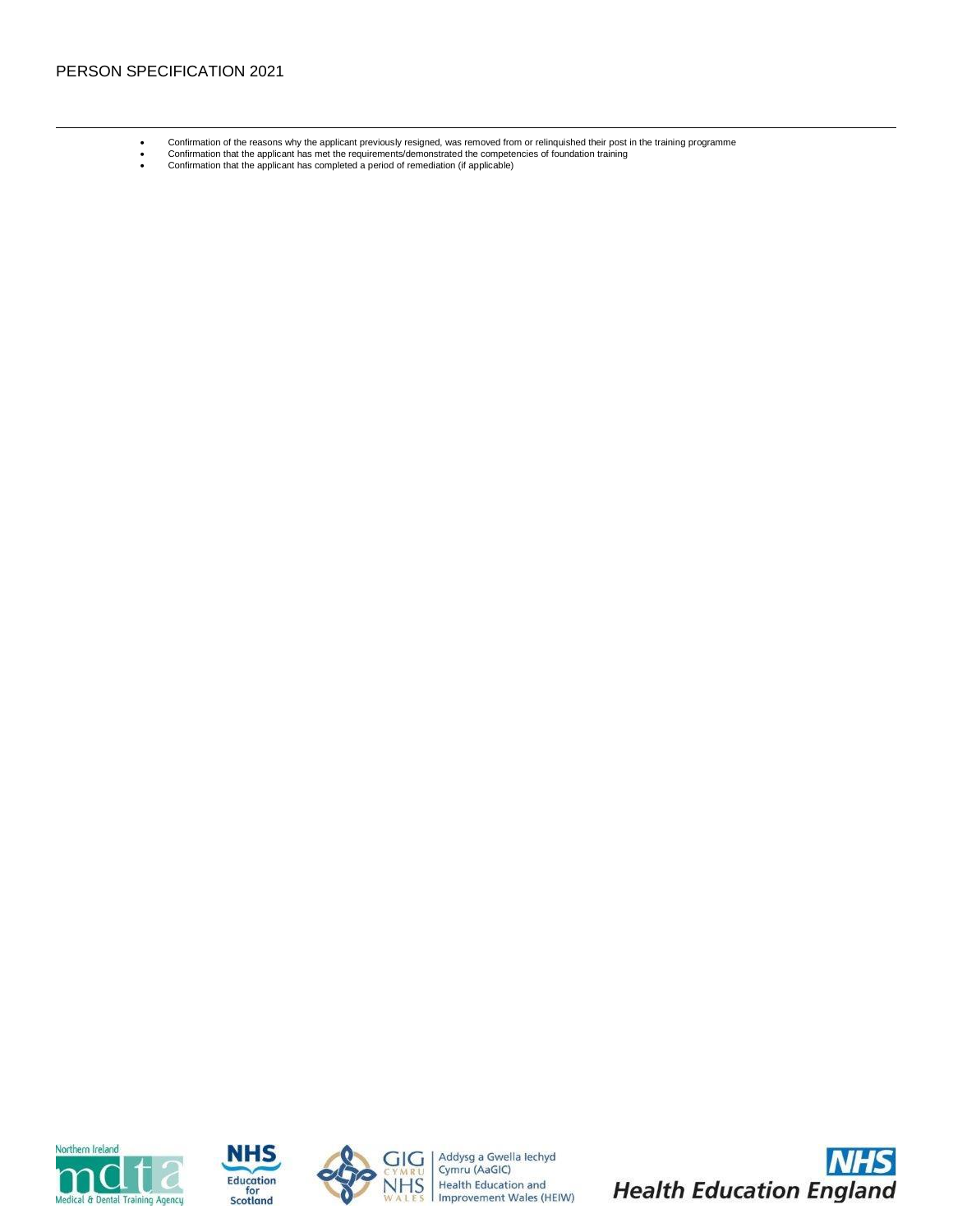- Confirmation of the reasons why the applicant previously resigned, was removed from or relinquished their post in the training programme
- Confirmation that the applicant has met the requirements/demonstrated the competencies of foundation training
- Confirmation that the applicant has completed a period of remediation (if applicable)